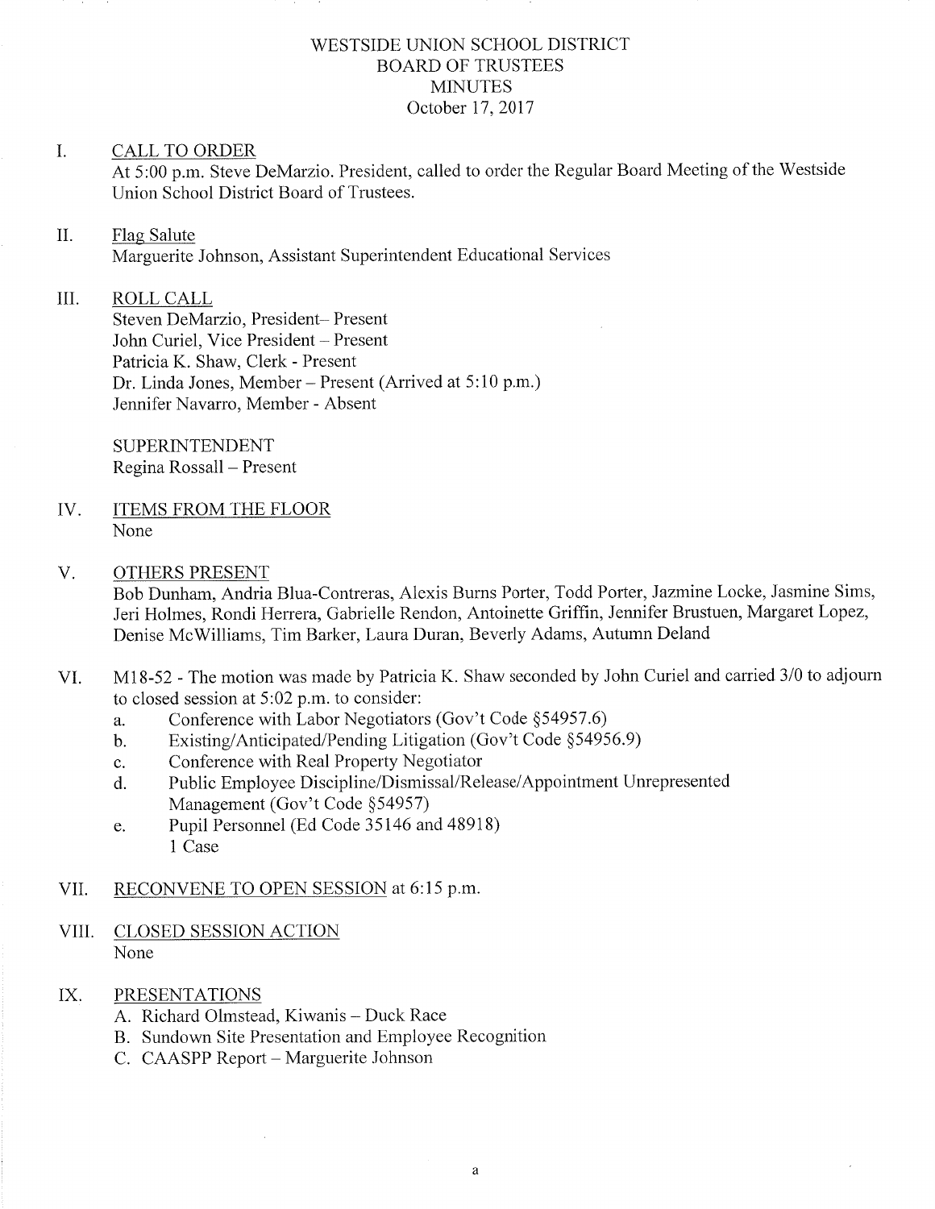# WESTSIDE UNION SCHOOL DISTRICT
## BOARD OF TRUSTEES
## MINUTES
October 17, 2017

I. CALL TO ORDER

At 5:00 p.m. Steve DeMarzio. President, called to order the Regular Board Meeting of the Westside Union School District Board of Trustees.

II. Flag Salute

Marguerite Johnson, Assistant Superintendent Educational Services

III. ROLL CALL

Steven DeMarzio, President– Present
John Curiel, Vice President – Present
Patricia K. Shaw, Clerk - Present
Dr. Linda Jones, Member – Present (Arrived at 5:10 p.m.)
Jennifer Navarro, Member - Absent

SUPERINTENDENT
Regina Rossall – Present

IV. ITEMS FROM THE FLOOR

None

V. OTHERS PRESENT

Bob Dunham, Andria Blua-Contreras, Alexis Burns Porter, Todd Porter, Jazmine Locke, Jasmine Sims, Jeri Holmes, Rondi Herrera, Gabrielle Rendon, Antoinette Griffin, Jennifer Brustuen, Margaret Lopez, Denise McWilliams, Tim Barker, Laura Duran, Beverly Adams, Autumn Deland

VI. M18-52 - The motion was made by Patricia K. Shaw seconded by John Curiel and carried 3/0 to adjourn to closed session at 5:02 p.m. to consider:

   a. Conference with Labor Negotiators (Gov't Code §54957.6)
   b. Existing/Anticipated/Pending Litigation (Gov't Code §54956.9)
   c. Conference with Real Property Negotiator
   d. Public Employee Discipline/Dismissal/Release/Appointment Unrepresented Management (Gov't Code §54957)
   e. Pupil Personnel (Ed Code 35146 and 48918)
      1 Case

VII. RECONVENE TO OPEN SESSION at 6:15 p.m.

VIII. CLOSED SESSION ACTION

None

IX. PRESENTATIONS

   A. Richard Olmstead, Kiwanis – Duck Race
   B. Sundown Site Presentation and Employee Recognition
   C. CAASPP Report – Marguerite Johnson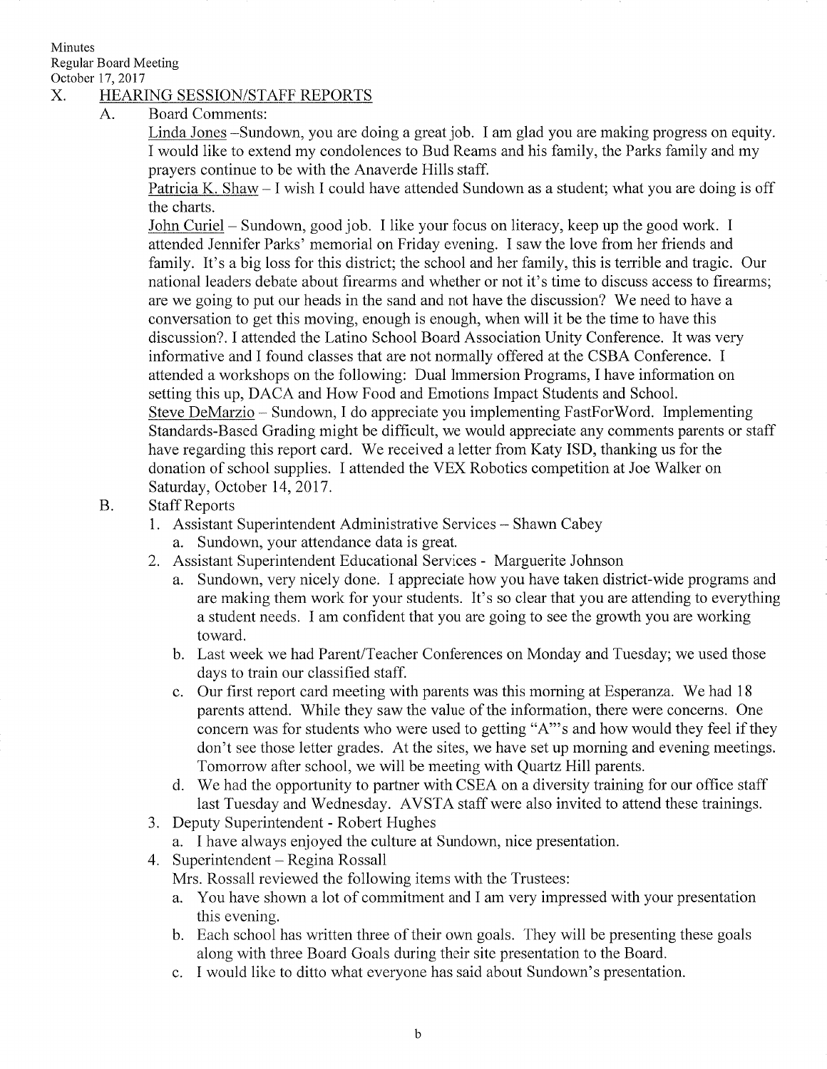Minutes
Regular Board Meeting
October 17, 2017

X. HEARING SESSION/STAFF REPORTS

A. Board Comments:

Linda Jones –Sundown, you are doing a great job. I am glad you are making progress on equity. I would like to extend my condolences to Bud Reams and his family, the Parks family and my prayers continue to be with the Anaverde Hills staff.

Patricia K. Shaw – I wish I could have attended Sundown as a student; what you are doing is off the charts.

John Curiel – Sundown, good job. I like your focus on literacy, keep up the good work. I attended Jennifer Parks' memorial on Friday evening. I saw the love from her friends and family. It's a big loss for this district; the school and her family, this is terrible and tragic. Our national leaders debate about firearms and whether or not it's time to discuss access to firearms; are we going to put our heads in the sand and not have the discussion? We need to have a conversation to get this moving, enough is enough, when will it be the time to have this discussion?. I attended the Latino School Board Association Unity Conference. It was very informative and I found classes that are not normally offered at the CSBA Conference. I attended a workshops on the following: Dual Immersion Programs, I have information on setting this up, DACA and How Food and Emotions Impact Students and School.

Steve DeMarzio – Sundown, I do appreciate you implementing FastForWord. Implementing Standards-Based Grading might be difficult, we would appreciate any comments parents or staff have regarding this report card. We received a letter from Katy ISD, thanking us for the donation of school supplies. I attended the VEX Robotics competition at Joe Walker on Saturday, October 14, 2017.

B. Staff Reports

1. Assistant Superintendent Administrative Services – Shawn Cabey
   a. Sundown, your attendance data is great.
2. Assistant Superintendent Educational Services - Marguerite Johnson
   a. Sundown, very nicely done. I appreciate how you have taken district-wide programs and are making them work for your students. It's so clear that you are attending to everything a student needs. I am confident that you are going to see the growth you are working toward.
   b. Last week we had Parent/Teacher Conferences on Monday and Tuesday; we used those days to train our classified staff.
   c. Our first report card meeting with parents was this morning at Esperanza. We had 18 parents attend. While they saw the value of the information, there were concerns. One concern was for students who were used to getting "A"'s and how would they feel if they don't see those letter grades. At the sites, we have set up morning and evening meetings. Tomorrow after school, we will be meeting with Quartz Hill parents.
   d. We had the opportunity to partner with CSEA on a diversity training for our office staff last Tuesday and Wednesday. AVSTA staff were also invited to attend these trainings.
3. Deputy Superintendent - Robert Hughes
   a. I have always enjoyed the culture at Sundown, nice presentation.
4. Superintendent – Regina Rossall

   Mrs. Rossall reviewed the following items with the Trustees:
   a. You have shown a lot of commitment and I am very impressed with your presentation this evening.
   b. Each school has written three of their own goals. They will be presenting these goals along with three Board Goals during their site presentation to the Board.
   c. I would like to ditto what everyone has said about Sundown's presentation.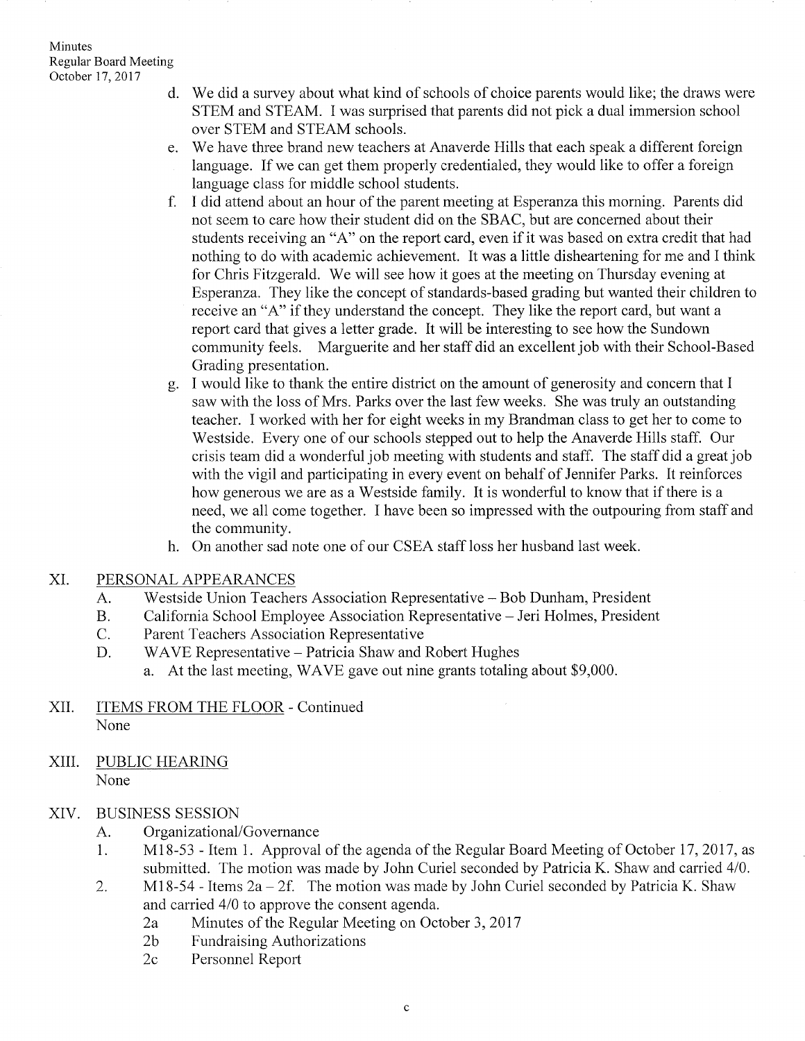d. We did a survey about what kind of schools of choice parents would like; the draws were STEM and STEAM. I was surprised that parents did not pick a dual immersion school over STEM and STEAM schools.

e. We have three brand new teachers at Anaverde Hills that each speak a different foreign language. If we can get them properly credentialed, they would like to offer a foreign language class for middle school students.

f. I did attend about an hour of the parent meeting at Esperanza this morning. Parents did not seem to care how their student did on the SBAC, but are concerned about their students receiving an "A" on the report card, even if it was based on extra credit that had nothing to do with academic achievement. It was a little disheartening for me and I think for Chris Fitzgerald. We will see how it goes at the meeting on Thursday evening at Esperanza. They like the concept of standards-based grading but wanted their children to receive an "A" if they understand the concept. They like the report card, but want a report card that gives a letter grade. It will be interesting to see how the Sundown community feels. Marguerite and her staff did an excellent job with their School-Based Grading presentation.

g. I would like to thank the entire district on the amount of generosity and concern that I saw with the loss of Mrs. Parks over the last few weeks. She was truly an outstanding teacher. I worked with her for eight weeks in my Brandman class to get her to come to Westside. Every one of our schools stepped out to help the Anaverde Hills staff. Our crisis team did a wonderful job meeting with students and staff. The staff did a great job with the vigil and participating in every event on behalf of Jennifer Parks. It reinforces how generous we are as a Westside family. It is wonderful to know that if there is a need, we all come together. I have been so impressed with the outpouring from staff and the community.

h. On another sad note one of our CSEA staff loss her husband last week.

## XI. PERSONAL APPEARANCES

A. Westside Union Teachers Association Representative – Bob Dunham, President

B. California School Employee Association Representative – Jeri Holmes, President

C. Parent Teachers Association Representative

D. WAVE Representative – Patricia Shaw and Robert Hughes

- a. At the last meeting, WAVE gave out nine grants totaling about $9,000.

## XII. ITEMS FROM THE FLOOR - Continued

None

## XIII. PUBLIC HEARING

None

## XIV. BUSINESS SESSION

A. Organizational/Governance

1. M18-53 - Item 1. Approval of the agenda of the Regular Board Meeting of October 17, 2017, as submitted. The motion was made by John Curiel seconded by Patricia K. Shaw and carried 4/0.
2. M18-54 - Items 2a – 2f. The motion was made by John Curiel seconded by Patricia K. Shaw and carried 4/0 to approve the consent agenda.
   - 2a Minutes of the Regular Meeting on October 3, 2017
   - 2b Fundraising Authorizations
   - 2c Personnel Report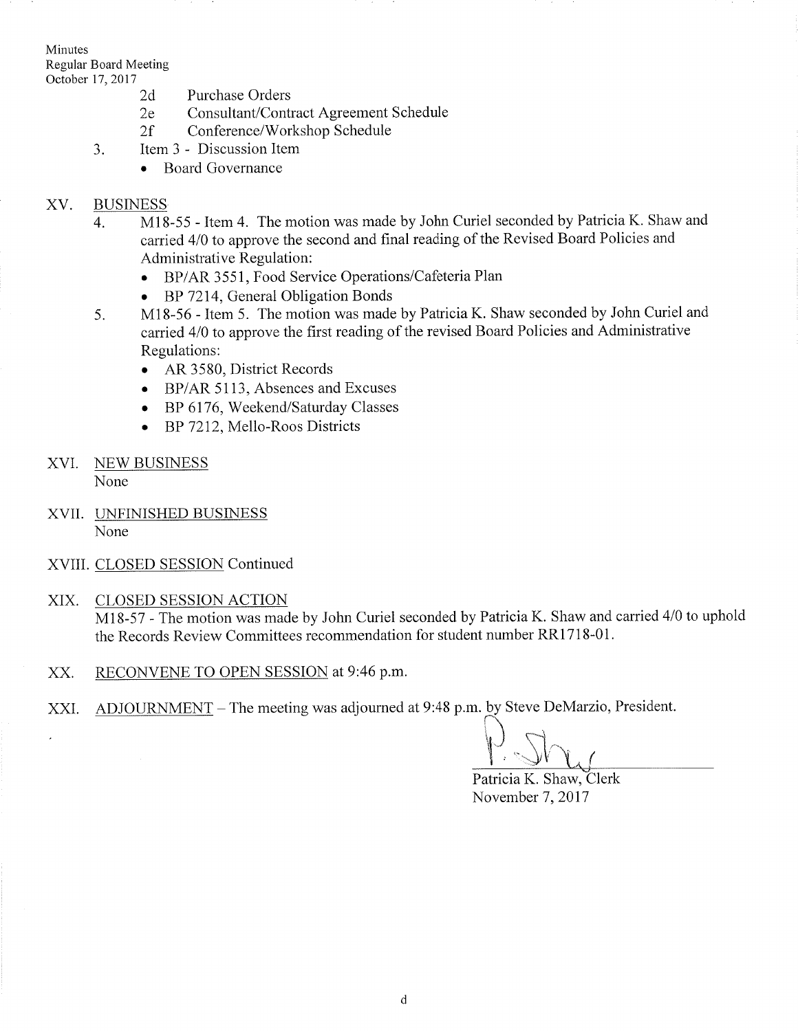2d Purchase Orders
2e Consultant/Contract Agreement Schedule
2f Conference/Workshop Schedule

3. Item 3 - Discussion Item
   - Board Governance

XV. BUSINESS

4. M18-55 - Item 4. The motion was made by John Curiel seconded by Patricia K. Shaw and carried 4/0 to approve the second and final reading of the Revised Board Policies and Administrative Regulation:
   - BP/AR 3551, Food Service Operations/Cafeteria Plan
   - BP 7214, General Obligation Bonds
5. M18-56 - Item 5. The motion was made by Patricia K. Shaw seconded by John Curiel and carried 4/0 to approve the first reading of the revised Board Policies and Administrative Regulations:
   - AR 3580, District Records
   - BP/AR 5113, Absences and Excuses
   - BP 6176, Weekend/Saturday Classes
   - BP 7212, Mello-Roos Districts

XVI. NEW BUSINESS
None

XVII. UNFINISHED BUSINESS
None

XVIII. CLOSED SESSION Continued

XIX. CLOSED SESSION ACTION
M18-57 - The motion was made by John Curiel seconded by Patricia K. Shaw and carried 4/0 to uphold the Records Review Committees recommendation for student number RR1718-01.

XX. RECONVENE TO OPEN SESSION at 9:46 p.m.

XXI. ADJOURNMENT – The meeting was adjourned at 9:48 p.m. by Steve DeMarzio, President.

Patricia K. Shaw, Clerk
November 7, 2017